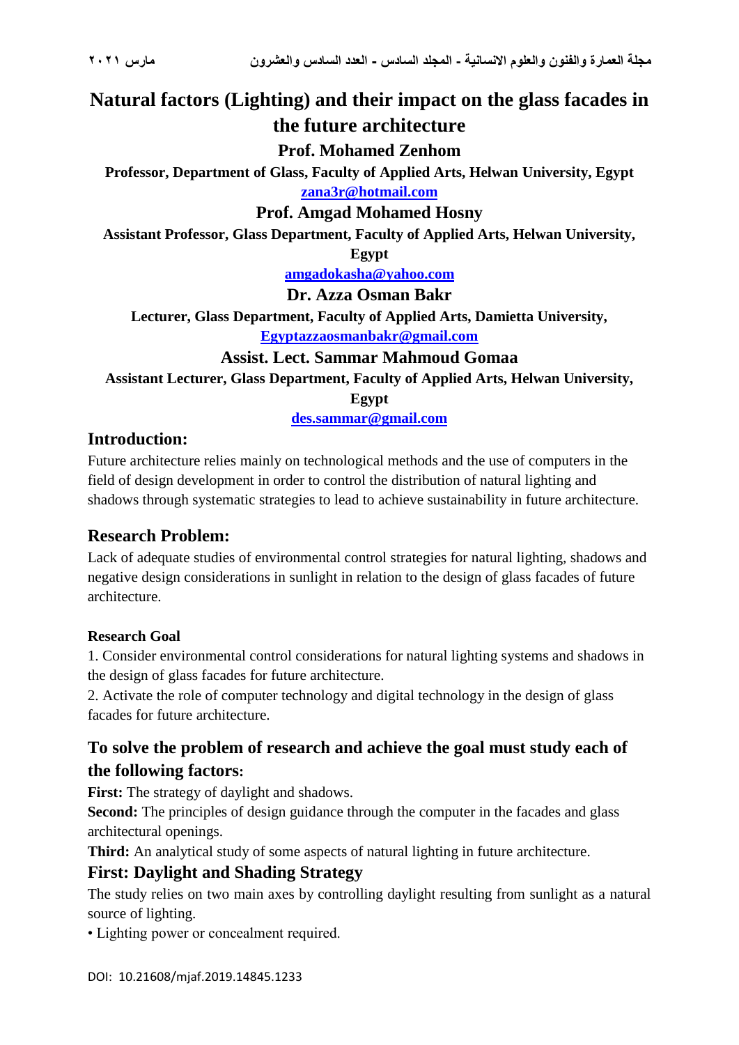# Natural factors (Lighting) and their impact on the glass facades in the future architecture

**Prof. Mohamed Zenhom**

**Professor, Department of Glass, Faculty of Applied Arts, Helwan University, Egypt**

zana3r@hotmail.com

**Prof. Amgad Mohamed Hosny**

**Assistant Professor, Glass Department, Faculty of Applied Arts, Helwan University, Egypt**

amgadokasha@yahoo.com

**Dr. Azza Osman Bakr**

**Lecturer, Glass Department, Faculty of Applied Arts, Damietta University,**

Egyptazzaosmanbakr@gmail.com

**Assist. Lect. Sammar Mahmoud Gomaa**

**Assistant Lecturer, Glass Department, Faculty of Applied Arts, Helwan University, Egypt**

des.sammar@gmail.com

## Introduction:

Future architecture relies mainly on technological methods and the use of computers in the field of design development in order to control the distribution of natural lighting and shadows through systematic strategies to lead to achieve sustainability in future architecture.

## Research Problem:

Lack of adequate studies of environmental control strategies for natural lighting, shadows and negative design considerations in sunlight in relation to the design of glass facades of future architecture.

### Research Goal

1. Consider environmental control considerations for natural lighting systems and shadows in the design of glass facades for future architecture.
2. Activate the role of computer technology and digital technology in the design of glass facades for future architecture.

## To solve the problem of research and achieve the goal must study each of the following factors:

**First:** The strategy of daylight and shadows.

**Second:** The principles of design guidance through the computer in the facades and glass architectural openings.

**Third:** An analytical study of some aspects of natural lighting in future architecture.

## First: Daylight and Shading Strategy

The study relies on two main axes by controlling daylight resulting from sunlight as a natural source of lighting.

- Lighting power or concealment required.

DOI: 10.21608/mjaf.2019.14845.1233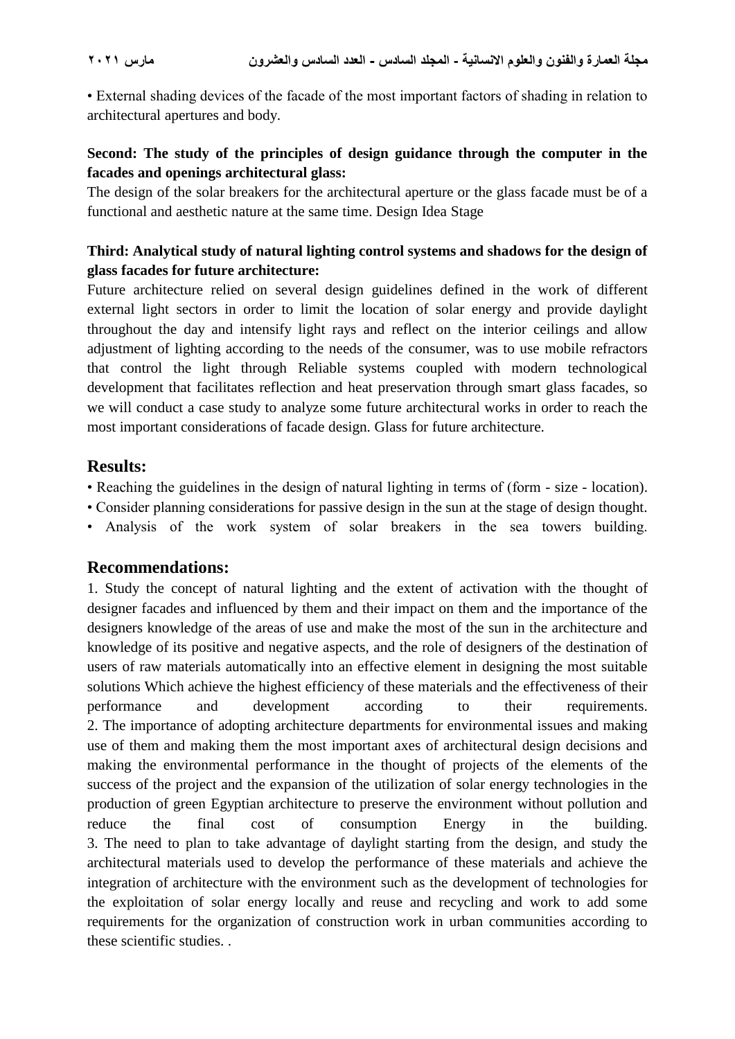• External shading devices of the facade of the most important factors of shading in relation to architectural apertures and body.

**Second: The study of the principles of design guidance through the computer in the facades and openings architectural glass:**

The design of the solar breakers for the architectural aperture or the glass facade must be of a functional and aesthetic nature at the same time. Design Idea Stage

**Third: Analytical study of natural lighting control systems and shadows for the design of glass facades for future architecture:**

Future architecture relied on several design guidelines defined in the work of different external light sectors in order to limit the location of solar energy and provide daylight throughout the day and intensify light rays and reflect on the interior ceilings and allow adjustment of lighting according to the needs of the consumer, was to use mobile refractors that control the light through Reliable systems coupled with modern technological development that facilitates reflection and heat preservation through smart glass facades, so we will conduct a case study to analyze some future architectural works in order to reach the most important considerations of facade design. Glass for future architecture.

## Results:

• Reaching the guidelines in the design of natural lighting in terms of (form - size - location).
• Consider planning considerations for passive design in the sun at the stage of design thought.
• Analysis of the work system of solar breakers in the sea towers building.

## Recommendations:

1. Study the concept of natural lighting and the extent of activation with the thought of designer facades and influenced by them and their impact on them and the importance of the designers knowledge of the areas of use and make the most of the sun in the architecture and knowledge of its positive and negative aspects, and the role of designers of the destination of users of raw materials automatically into an effective element in designing the most suitable solutions Which achieve the highest efficiency of these materials and the effectiveness of their performance and development according to their requirements.
2. The importance of adopting architecture departments for environmental issues and making use of them and making them the most important axes of architectural design decisions and making the environmental performance in the thought of projects of the elements of the success of the project and the expansion of the utilization of solar energy technologies in the production of green Egyptian architecture to preserve the environment without pollution and reduce the final cost of consumption Energy in the building.
3. The need to plan to take advantage of daylight starting from the design, and study the architectural materials used to develop the performance of these materials and achieve the integration of architecture with the environment such as the development of technologies for the exploitation of solar energy locally and reuse and recycling and work to add some requirements for the organization of construction work in urban communities according to these scientific studies. .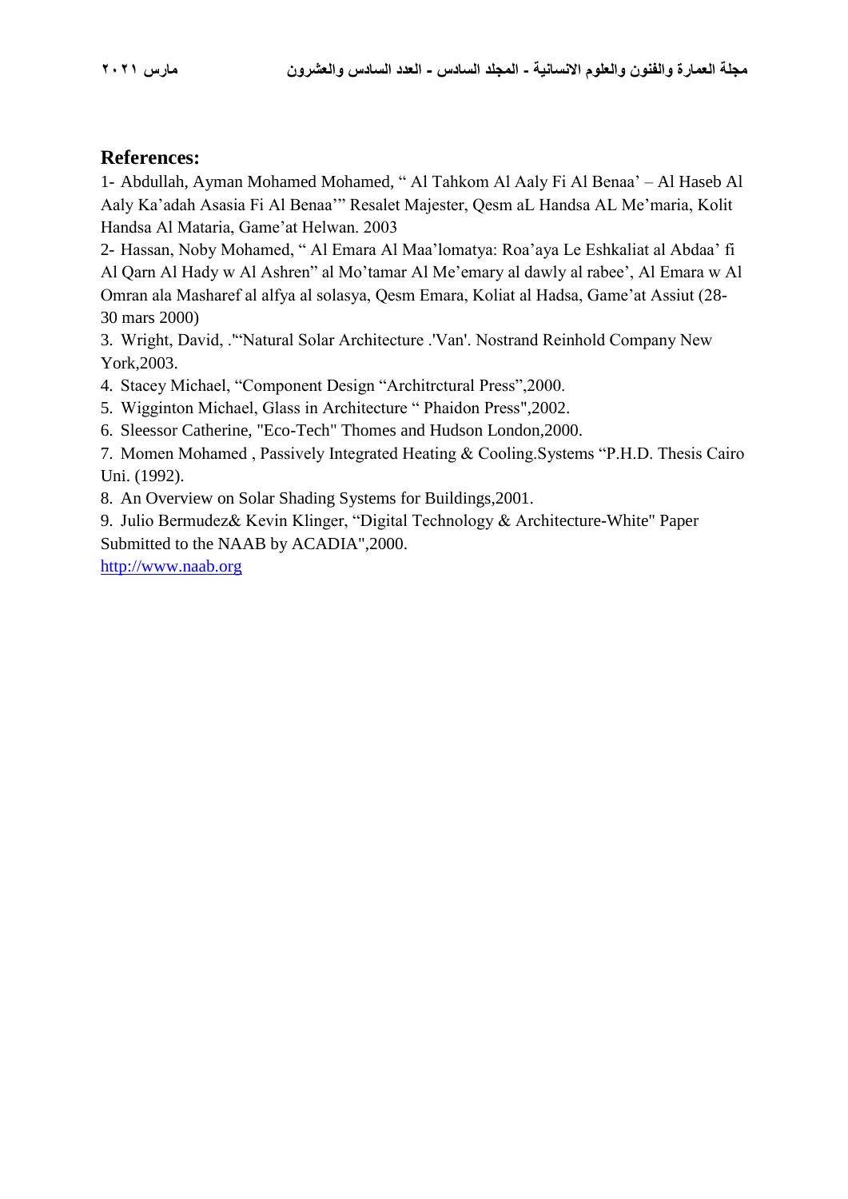## References:

1- Abdullah, Ayman Mohamed Mohamed, " Al Tahkom Al Aaly Fi Al Benaa' – Al Haseb Al Aaly Ka'adah Asasia Fi Al Benaa'" Resalet Majester, Qesm aL Handsa AL Me'maria, Kolit Handsa Al Mataria, Game'at Helwan. 2003

2- Hassan, Noby Mohamed, " Al Emara Al Maa'lomatya: Roa'aya Le Eshkaliat al Abdaa' fi Al Qarn Al Hady w Al Ashren" al Mo'tamar Al Me'emary al dawly al rabee', Al Emara w Al Omran ala Masharef al alfya al solasya, Qesm Emara, Koliat al Hadsa, Game'at Assiut (28-30 mars 2000)

3. Wright, David, ."'Natural Solar Architecture .'Van'. Nostrand Reinhold Company New York,2003.

4. Stacey Michael, "Component Design "Architrctural Press",2000.

5. Wigginton Michael, Glass in Architecture " Phaidon Press",2002.

6. Sleessor Catherine, "Eco-Tech" Thomes and Hudson London,2000.

7. Momen Mohamed , Passively Integrated Heating & Cooling.Systems "P.H.D. Thesis Cairo Uni. (1992).

8. An Overview on Solar Shading Systems for Buildings,2001.

9. Julio Bermudez& Kevin Klinger, "Digital Technology & Architecture-White" Paper Submitted to the NAAB by ACADIA",2000.

http://www.naab.org